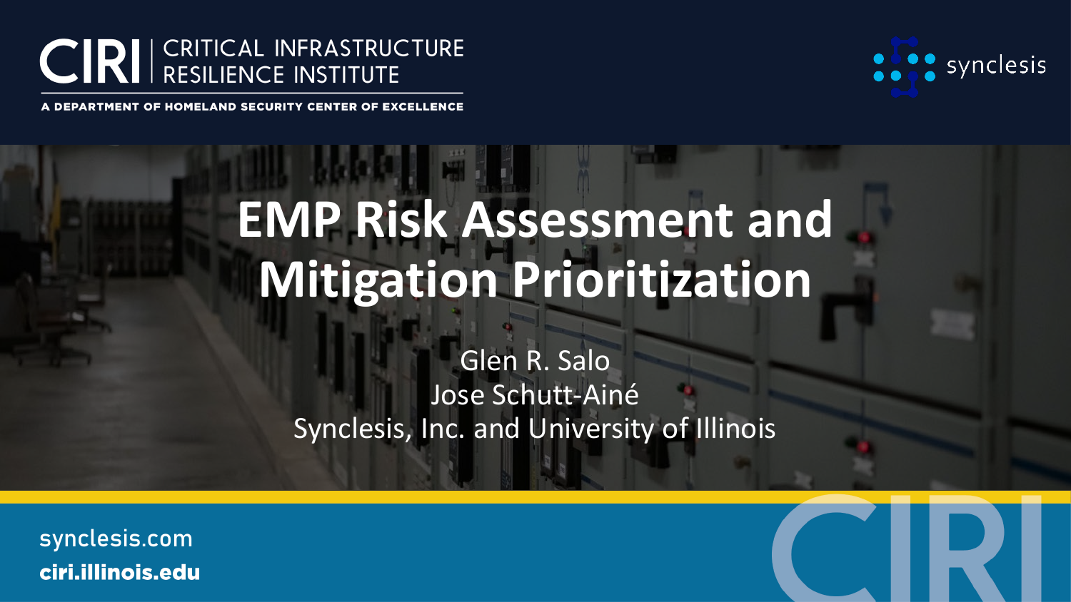CIRI | CRITICAL INFRASTRUCTURE RESILIENCE INSTITUTE

A DEPARTMENT OF HOMELAND SECURITY CENTER OF EXCELLENCE

synclesis

# EMP Risk Assessment and Mitigation Prioritization

Glen R. Salo
Jose Schutt-Ainé
Synclesis, Inc. and University of Illinois

synclesis.com
**ciri.illinois.edu**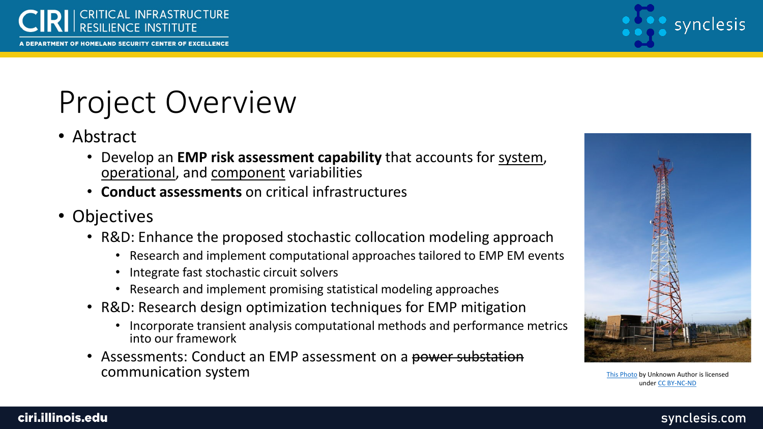# Project Overview

- Abstract
  - Develop an **EMP risk assessment capability** that accounts for system, operational, and component variabilities
  - **Conduct assessments** on critical infrastructures
- Objectives
  - R&D: Enhance the proposed stochastic collocation modeling approach
    - Research and implement computational approaches tailored to EMP EM events
    - Integrate fast stochastic circuit solvers
    - Research and implement promising statistical modeling approaches
  - R&D: Research design optimization techniques for EMP mitigation
    - Incorporate transient analysis computational methods and performance metrics into our framework
  - Assessments: Conduct an EMP assessment on a ~~power substation~~ communication system

This Photo by Unknown Author is licensed under CC BY-NC-ND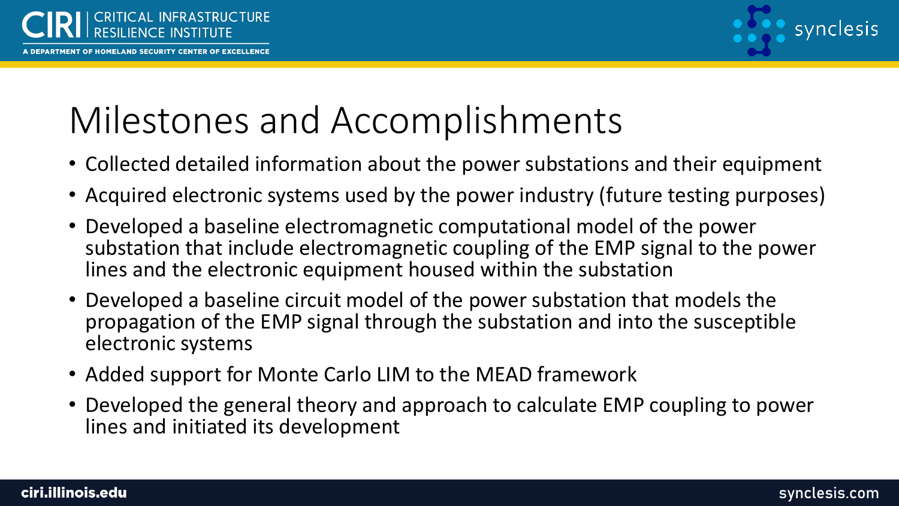# Milestones and Accomplishments

- Collected detailed information about the power substations and their equipment
- Acquired electronic systems used by the power industry (future testing purposes)
- Developed a baseline electromagnetic computational model of the power substation that include electromagnetic coupling of the EMP signal to the power lines and the electronic equipment housed within the substation
- Developed a baseline circuit model of the power substation that models the propagation of the EMP signal through the substation and into the susceptible electronic systems
- Added support for Monte Carlo LIM to the MEAD framework
- Developed the general theory and approach to calculate EMP coupling to power lines and initiated its development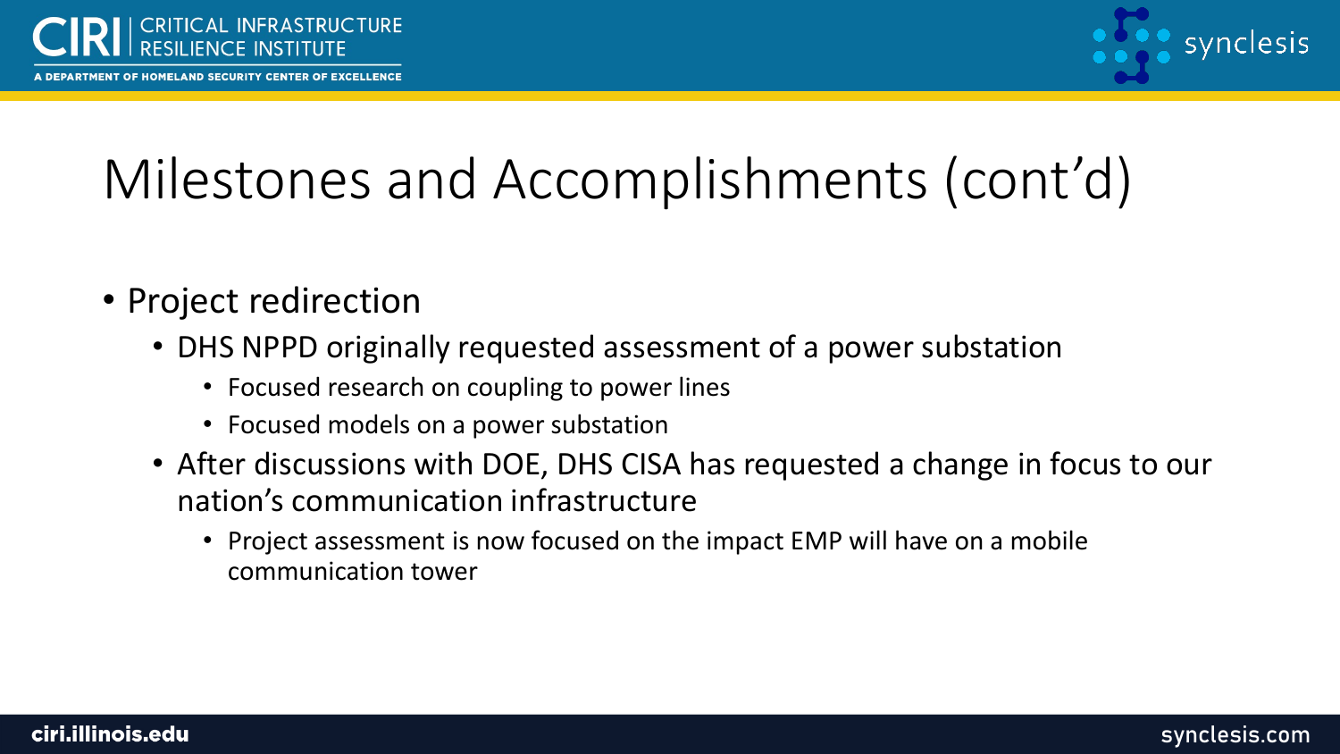# Milestones and Accomplishments (cont'd)

- Project redirection
  - DHS NPPD originally requested assessment of a power substation
    - Focused research on coupling to power lines
    - Focused models on a power substation
  - After discussions with DOE, DHS CISA has requested a change in focus to our nation's communication infrastructure
    - Project assessment is now focused on the impact EMP will have on a mobile communication tower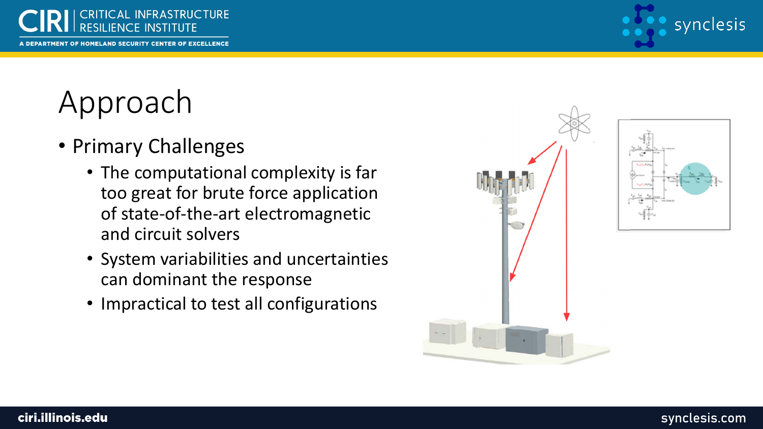# Approach

- Primary Challenges
  - The computational complexity is far too great for brute force application of state-of-the-art electromagnetic and circuit solvers
  - System variabilities and uncertainties can dominant the response
  - Impractical to test all configurations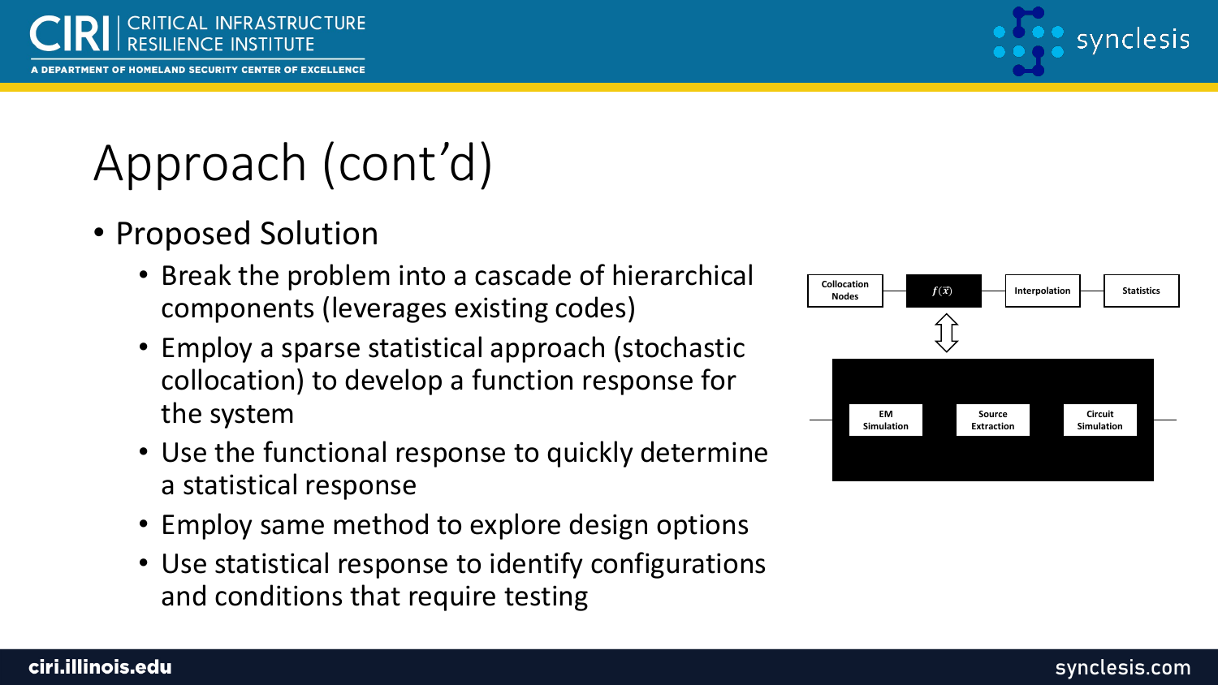# Approach (cont'd)

- Proposed Solution
  - Break the problem into a cascade of hierarchical components (leverages existing codes)
  - Employ a sparse statistical approach (stochastic collocation) to develop a function response for the system
  - Use the functional response to quickly determine a statistical response
  - Employ same method to explore design options
  - Use statistical response to identify configurations and conditions that require testing

Collocation Nodes → $f(\vec{x})$ → Interpolation → Statistics

EM Simulation → Source Extraction → Circuit Simulation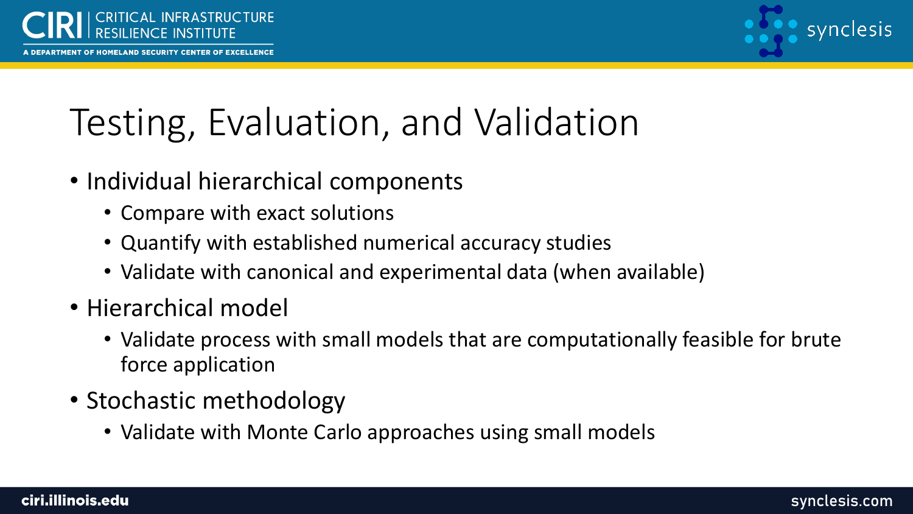# Testing, Evaluation, and Validation

- Individual hierarchical components
  - Compare with exact solutions
  - Quantify with established numerical accuracy studies
  - Validate with canonical and experimental data (when available)
- Hierarchical model
  - Validate process with small models that are computationally feasible for brute force application
- Stochastic methodology
  - Validate with Monte Carlo approaches using small models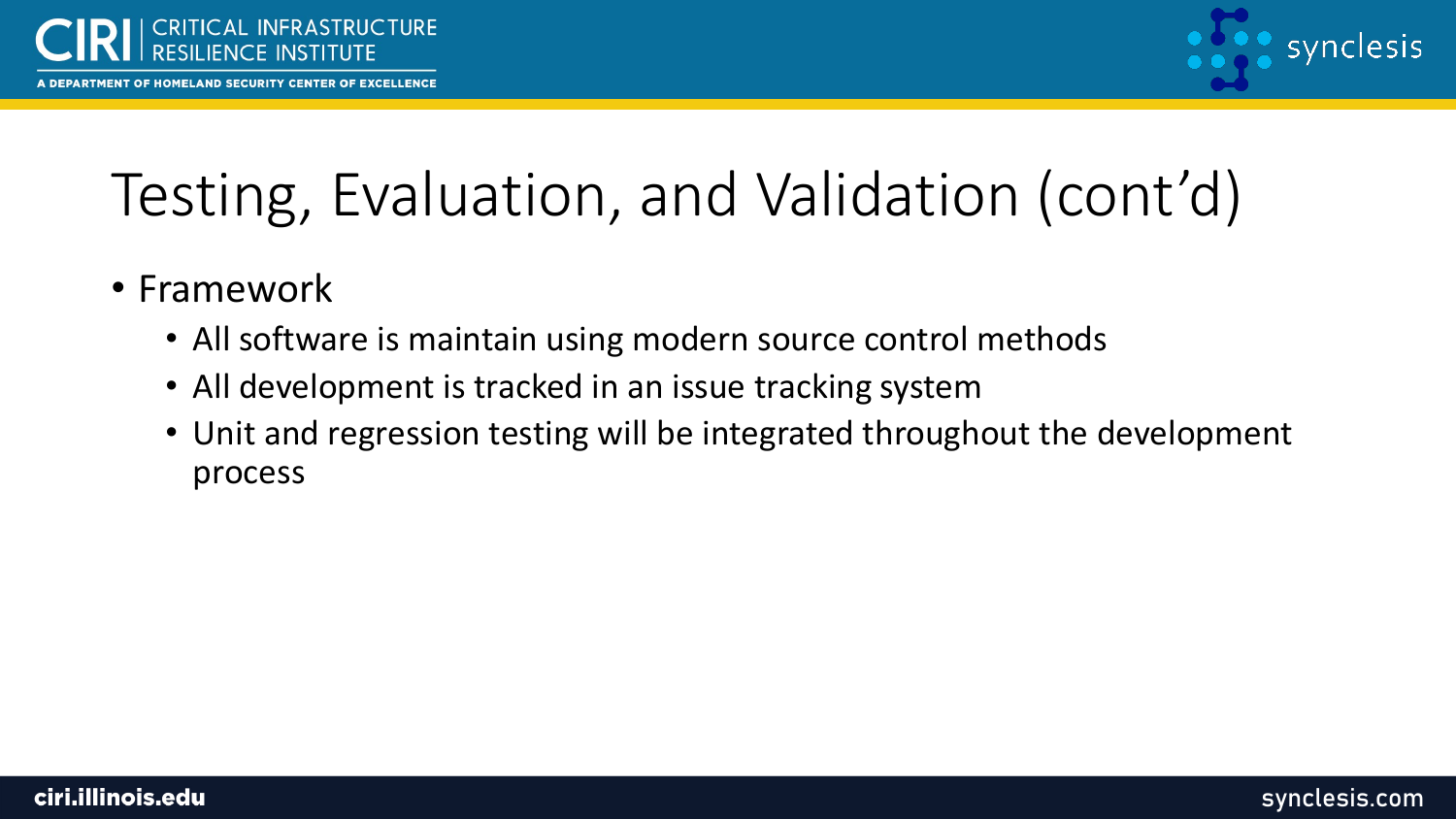# Testing, Evaluation, and Validation (cont’d)

- Framework
  - All software is maintain using modern source control methods
  - All development is tracked in an issue tracking system
  - Unit and regression testing will be integrated throughout the development process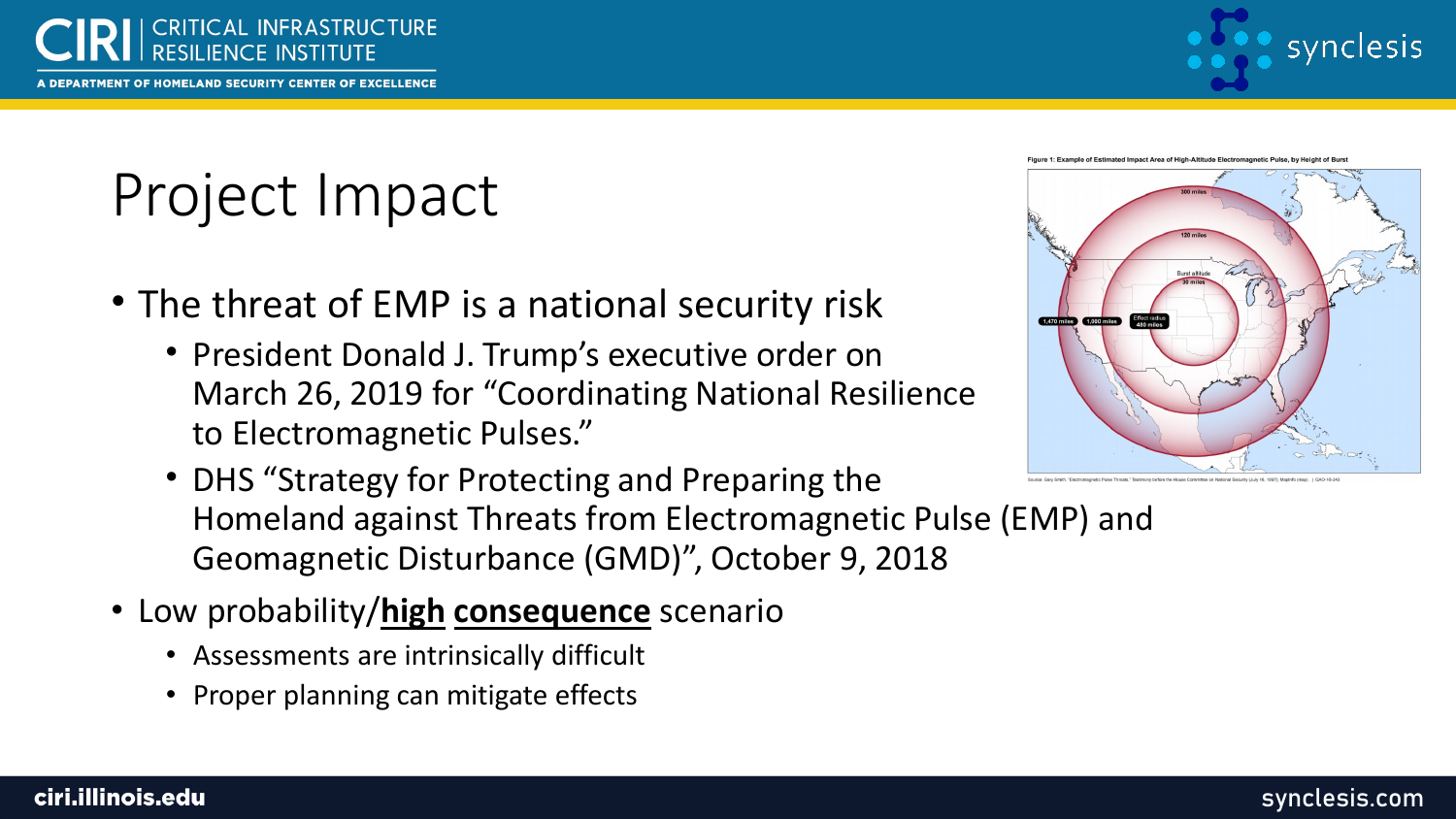# Project Impact

- The threat of EMP is a national security risk
  - President Donald J. Trump's executive order on March 26, 2019 for "Coordinating National Resilience to Electromagnetic Pulses."
  - DHS "Strategy for Protecting and Preparing the Homeland against Threats from Electromagnetic Pulse (EMP) and Geomagnetic Disturbance (GMD)", October 9, 2018
- Low probability/**high** **consequence** scenario
  - Assessments are intrinsically difficult
  - Proper planning can mitigate effects

Figure 1: Example of Estimated Impact Area of High-Altitude Electromagnetic Pulse, by Height of Burst

Source: Gary Smith, "Electromagnetic Pulse Threats," Testimony before the House Committee on National Security (July 16, 1997); MapInfo (map). | GAO-16-243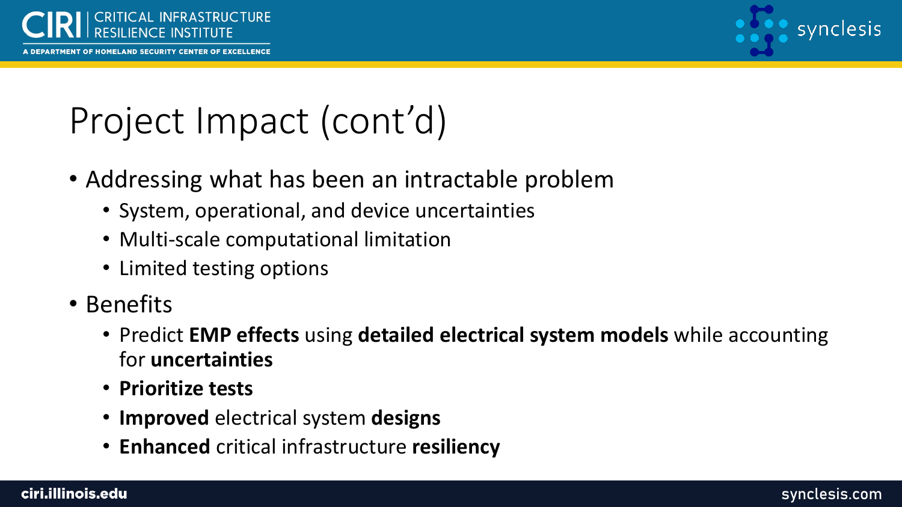# Project Impact (cont'd)

- Addressing what has been an intractable problem
  - System, operational, and device uncertainties
  - Multi-scale computational limitation
  - Limited testing options
- Benefits
  - Predict **EMP effects** using **detailed electrical system models** while accounting for **uncertainties**
  - **Prioritize tests**
  - **Improved** electrical system **designs**
  - **Enhanced** critical infrastructure **resiliency**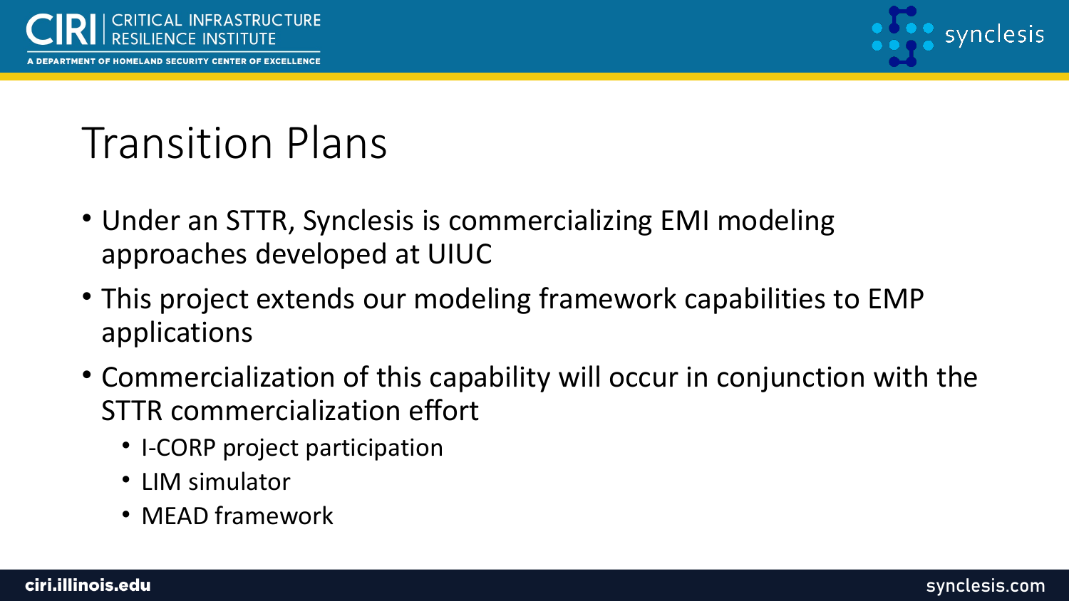# Transition Plans

- Under an STTR, Synclesis is commercializing EMI modeling approaches developed at UIUC
- This project extends our modeling framework capabilities to EMP applications
- Commercialization of this capability will occur in conjunction with the STTR commercialization effort
  - I-CORP project participation
  - LIM simulator
  - MEAD framework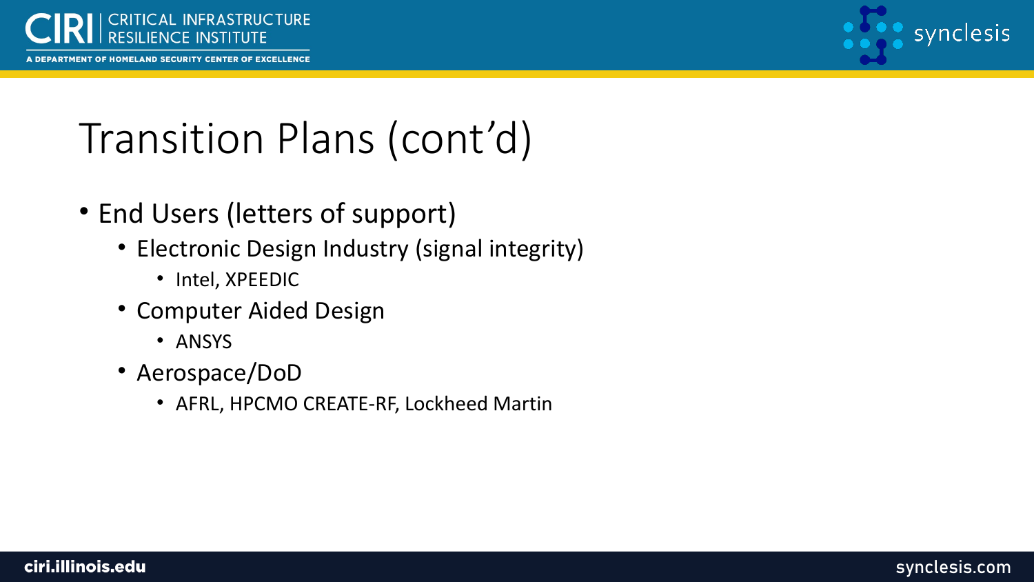# Transition Plans (cont'd)

- End Users (letters of support)
  - Electronic Design Industry (signal integrity)
    - Intel, XPEEDIC
  - Computer Aided Design
    - ANSYS
  - Aerospace/DoD
    - AFRL, HPCMO CREATE-RF, Lockheed Martin